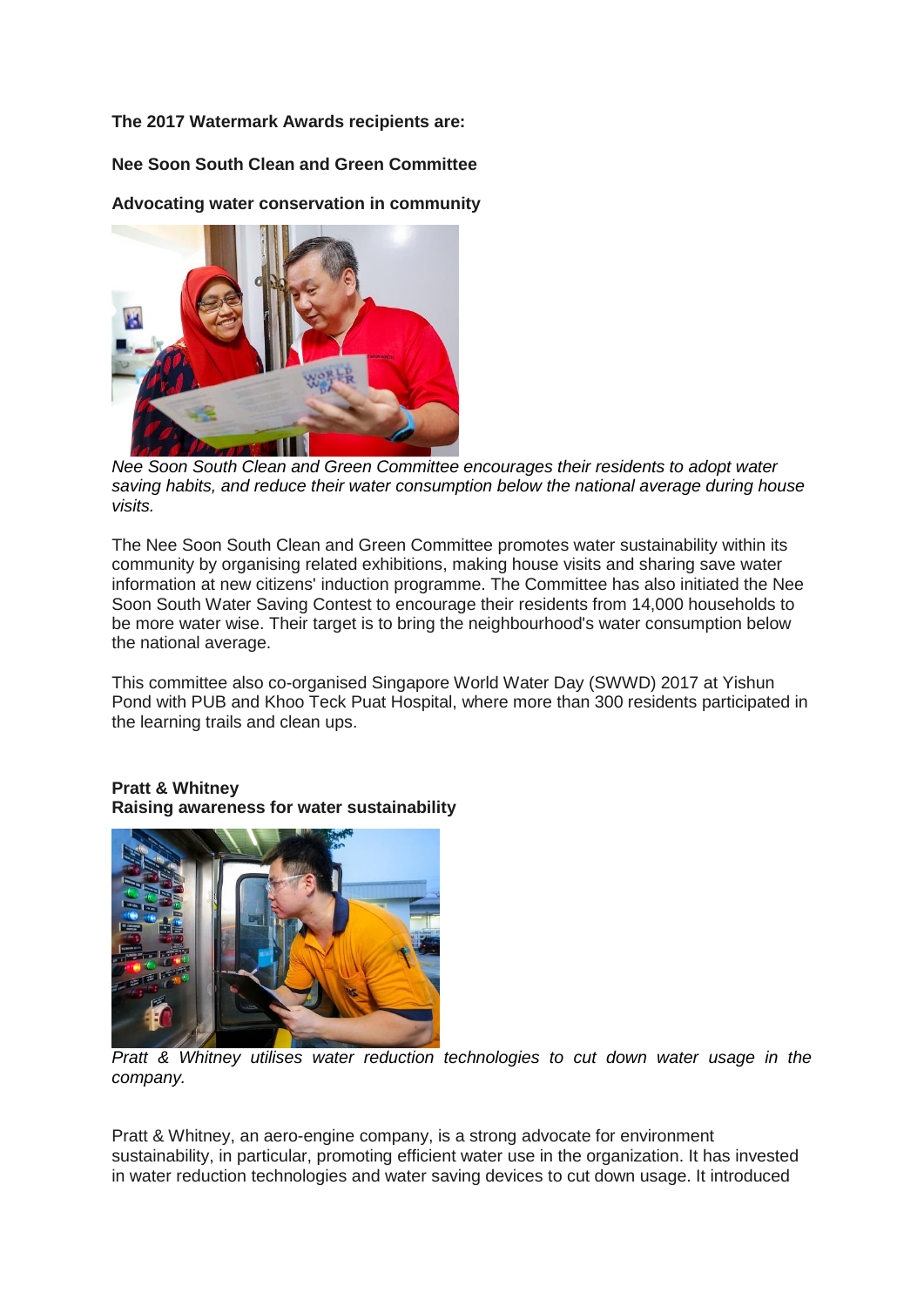**The 2017 Watermark Awards recipients are:**

**Nee Soon South Clean and Green Committee**

**Advocating water conservation in community**

*Nee Soon South Clean and Green Committee encourages their residents to adopt water saving habits, and reduce their water consumption below the national average during house visits.*

The Nee Soon South Clean and Green Committee promotes water sustainability within its community by organising related exhibitions, making house visits and sharing save water information at new citizens' induction programme. The Committee has also initiated the Nee Soon South Water Saving Contest to encourage their residents from 14,000 households to be more water wise. Their target is to bring the neighbourhood's water consumption below the national average.

This committee also co-organised Singapore World Water Day (SWWD) 2017 at Yishun Pond with PUB and Khoo Teck Puat Hospital, where more than 300 residents participated in the learning trails and clean ups.

**Pratt & Whitney**
**Raising awareness for water sustainability**

*Pratt & Whitney utilises water reduction technologies to cut down water usage in the company.*

Pratt & Whitney, an aero-engine company, is a strong advocate for environment sustainability, in particular, promoting efficient water use in the organization. It has invested in water reduction technologies and water saving devices to cut down usage. It introduced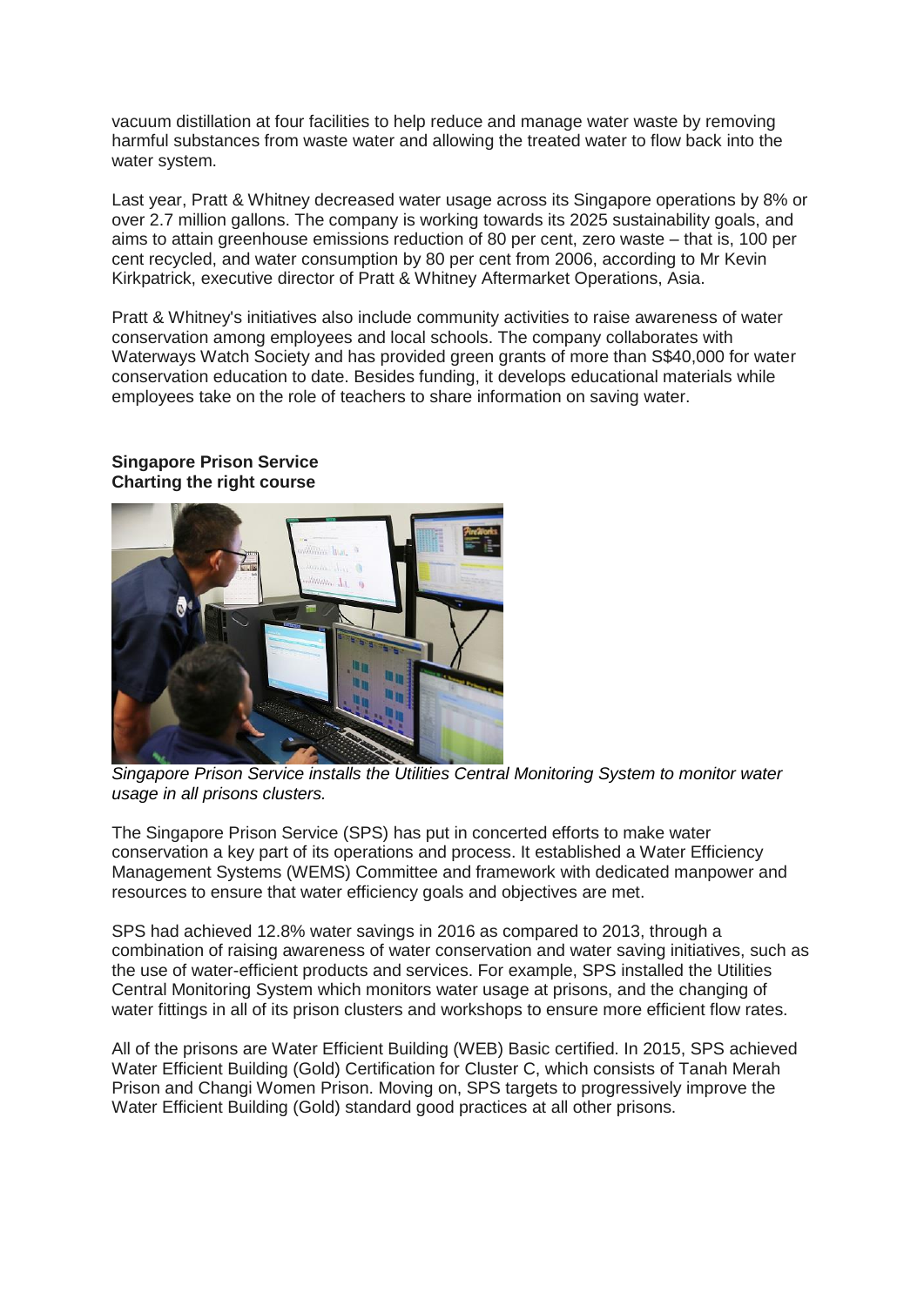vacuum distillation at four facilities to help reduce and manage water waste by removing harmful substances from waste water and allowing the treated water to flow back into the water system.

Last year, Pratt & Whitney decreased water usage across its Singapore operations by 8% or over 2.7 million gallons. The company is working towards its 2025 sustainability goals, and aims to attain greenhouse emissions reduction of 80 per cent, zero waste – that is, 100 per cent recycled, and water consumption by 80 per cent from 2006, according to Mr Kevin Kirkpatrick, executive director of Pratt & Whitney Aftermarket Operations, Asia.

Pratt & Whitney's initiatives also include community activities to raise awareness of water conservation among employees and local schools. The company collaborates with Waterways Watch Society and has provided green grants of more than S$40,000 for water conservation education to date. Besides funding, it develops educational materials while employees take on the role of teachers to share information on saving water.

**Singapore Prison Service**
**Charting the right course**

*Singapore Prison Service installs the Utilities Central Monitoring System to monitor water usage in all prisons clusters.*

The Singapore Prison Service (SPS) has put in concerted efforts to make water conservation a key part of its operations and process. It established a Water Efficiency Management Systems (WEMS) Committee and framework with dedicated manpower and resources to ensure that water efficiency goals and objectives are met.

SPS had achieved 12.8% water savings in 2016 as compared to 2013, through a combination of raising awareness of water conservation and water saving initiatives, such as the use of water-efficient products and services. For example, SPS installed the Utilities Central Monitoring System which monitors water usage at prisons, and the changing of water fittings in all of its prison clusters and workshops to ensure more efficient flow rates.

All of the prisons are Water Efficient Building (WEB) Basic certified. In 2015, SPS achieved Water Efficient Building (Gold) Certification for Cluster C, which consists of Tanah Merah Prison and Changi Women Prison. Moving on, SPS targets to progressively improve the Water Efficient Building (Gold) standard good practices at all other prisons.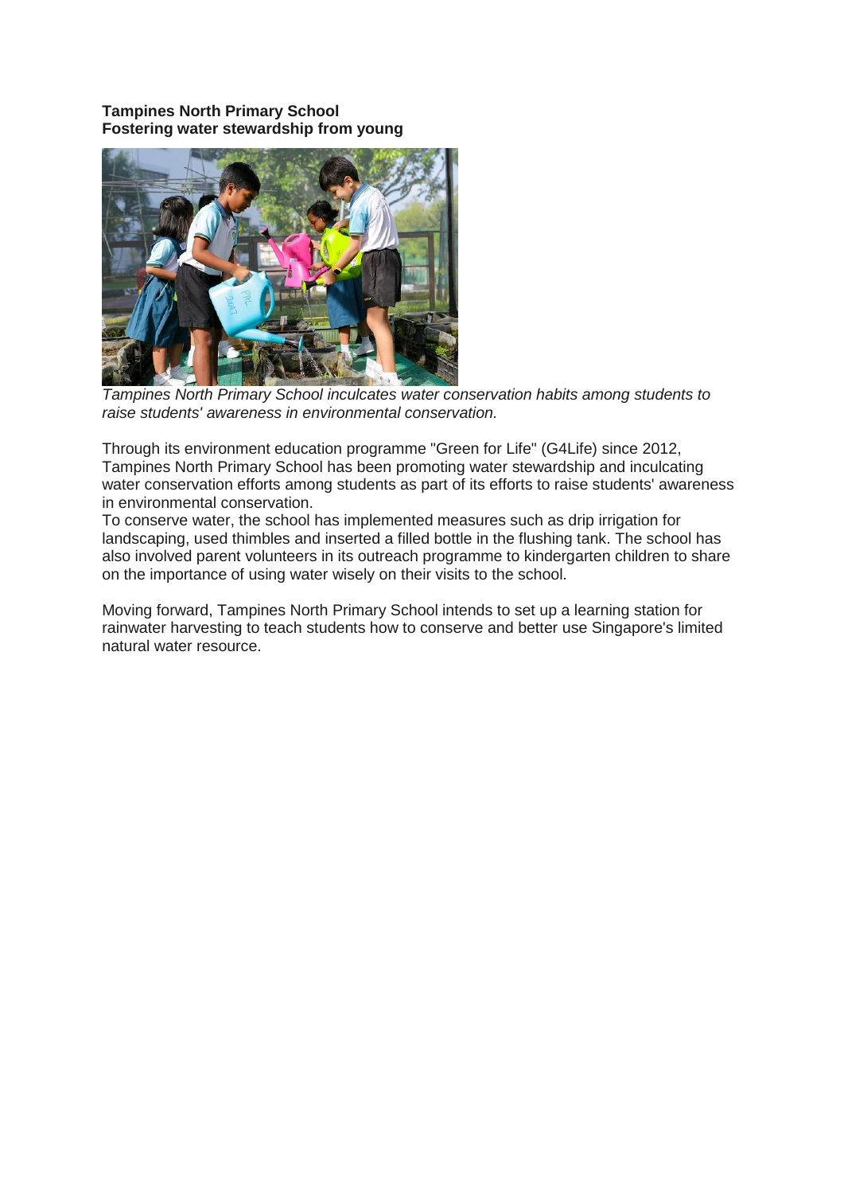**Tampines North Primary School**
**Fostering water stewardship from young**

*Tampines North Primary School inculcates water conservation habits among students to raise students' awareness in environmental conservation.*

Through its environment education programme "Green for Life" (G4Life) since 2012, Tampines North Primary School has been promoting water stewardship and inculcating water conservation efforts among students as part of its efforts to raise students' awareness in environmental conservation.

To conserve water, the school has implemented measures such as drip irrigation for landscaping, used thimbles and inserted a filled bottle in the flushing tank. The school has also involved parent volunteers in its outreach programme to kindergarten children to share on the importance of using water wisely on their visits to the school.

Moving forward, Tampines North Primary School intends to set up a learning station for rainwater harvesting to teach students how to conserve and better use Singapore's limited natural water resource.